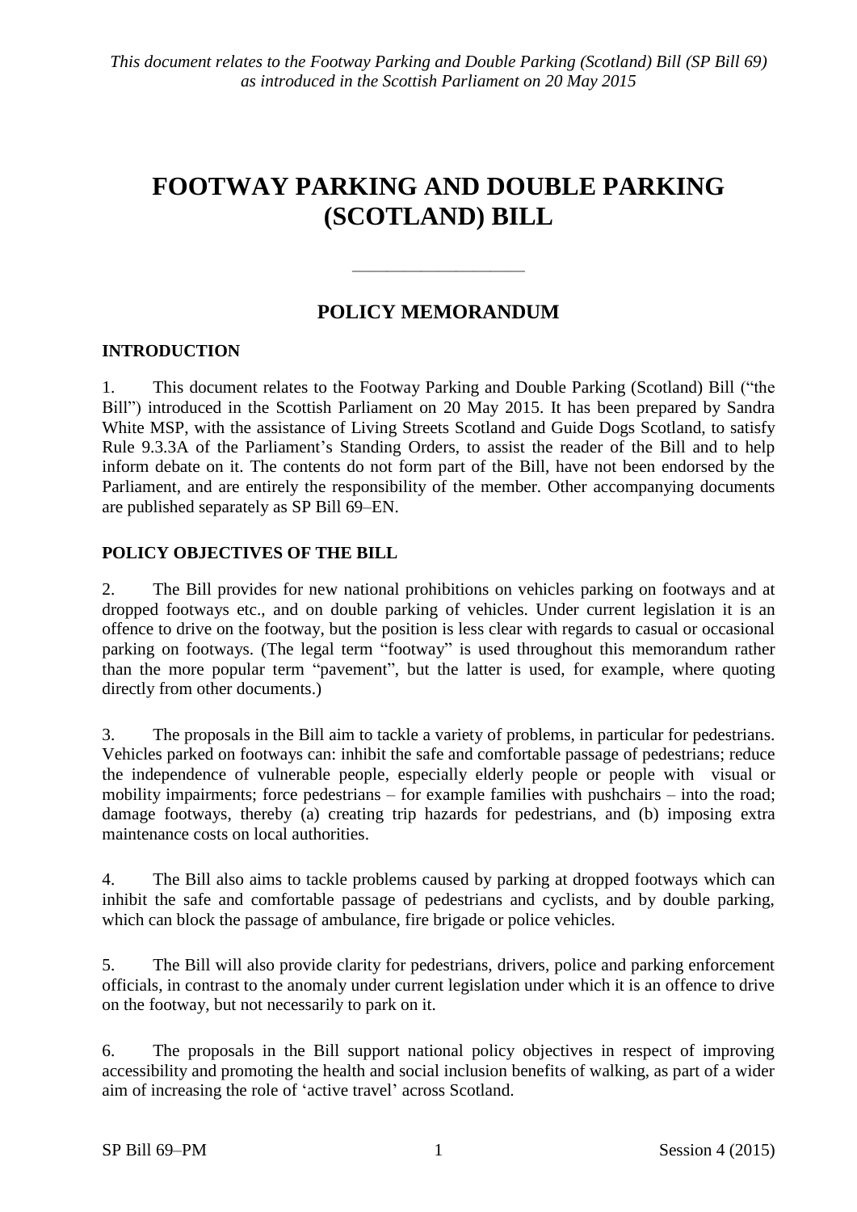*This document relates to the Footway Parking and Double Parking (Scotland) Bill (SP Bill 69) as introduced in the Scottish Parliament on 20 May 2015*

# FOOTWAY PARKING AND DOUBLE PARKING (SCOTLAND) BILL

---

## POLICY MEMORANDUM

### INTRODUCTION

1. This document relates to the Footway Parking and Double Parking (Scotland) Bill ("the Bill") introduced in the Scottish Parliament on 20 May 2015. It has been prepared by Sandra White MSP, with the assistance of Living Streets Scotland and Guide Dogs Scotland, to satisfy Rule 9.3.3A of the Parliament's Standing Orders, to assist the reader of the Bill and to help inform debate on it. The contents do not form part of the Bill, have not been endorsed by the Parliament, and are entirely the responsibility of the member. Other accompanying documents are published separately as SP Bill 69–EN.

### POLICY OBJECTIVES OF THE BILL

2. The Bill provides for new national prohibitions on vehicles parking on footways and at dropped footways etc., and on double parking of vehicles. Under current legislation it is an offence to drive on the footway, but the position is less clear with regards to casual or occasional parking on footways. (The legal term "footway" is used throughout this memorandum rather than the more popular term "pavement", but the latter is used, for example, where quoting directly from other documents.)

3. The proposals in the Bill aim to tackle a variety of problems, in particular for pedestrians. Vehicles parked on footways can: inhibit the safe and comfortable passage of pedestrians; reduce the independence of vulnerable people, especially elderly people or people with visual or mobility impairments; force pedestrians – for example families with pushchairs – into the road; damage footways, thereby (a) creating trip hazards for pedestrians, and (b) imposing extra maintenance costs on local authorities.

4. The Bill also aims to tackle problems caused by parking at dropped footways which can inhibit the safe and comfortable passage of pedestrians and cyclists, and by double parking, which can block the passage of ambulance, fire brigade or police vehicles.

5. The Bill will also provide clarity for pedestrians, drivers, police and parking enforcement officials, in contrast to the anomaly under current legislation under which it is an offence to drive on the footway, but not necessarily to park on it.

6. The proposals in the Bill support national policy objectives in respect of improving accessibility and promoting the health and social inclusion benefits of walking, as part of a wider aim of increasing the role of 'active travel' across Scotland.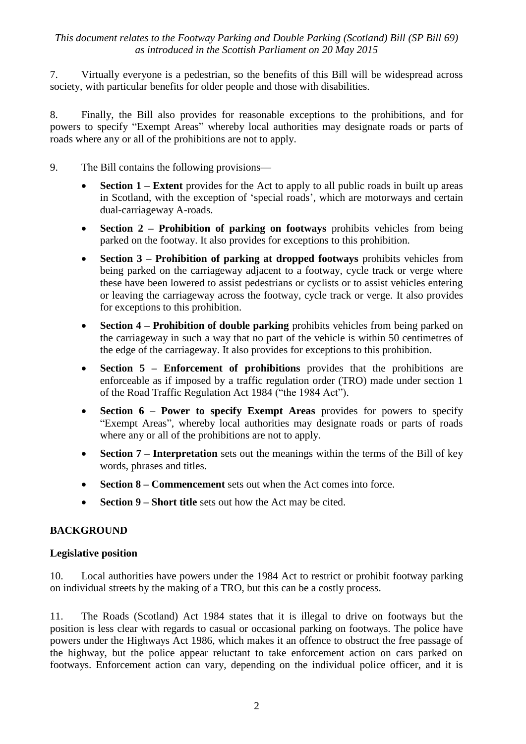7. Virtually everyone is a pedestrian, so the benefits of this Bill will be widespread across society, with particular benefits for older people and those with disabilities.

8. Finally, the Bill also provides for reasonable exceptions to the prohibitions, and for powers to specify "Exempt Areas" whereby local authorities may designate roads or parts of roads where any or all of the prohibitions are not to apply.

9. The Bill contains the following provisions—

- **Section 1 – Extent** provides for the Act to apply to all public roads in built up areas in Scotland, with the exception of 'special roads', which are motorways and certain dual-carriageway A-roads.
- **Section 2 – Prohibition of parking on footways** prohibits vehicles from being parked on the footway. It also provides for exceptions to this prohibition.
- **Section 3 – Prohibition of parking at dropped footways** prohibits vehicles from being parked on the carriageway adjacent to a footway, cycle track or verge where these have been lowered to assist pedestrians or cyclists or to assist vehicles entering or leaving the carriageway across the footway, cycle track or verge. It also provides for exceptions to this prohibition.
- **Section 4 – Prohibition of double parking** prohibits vehicles from being parked on the carriageway in such a way that no part of the vehicle is within 50 centimetres of the edge of the carriageway. It also provides for exceptions to this prohibition.
- **Section 5 – Enforcement of prohibitions** provides that the prohibitions are enforceable as if imposed by a traffic regulation order (TRO) made under section 1 of the Road Traffic Regulation Act 1984 ("the 1984 Act").
- **Section 6 – Power to specify Exempt Areas** provides for powers to specify "Exempt Areas", whereby local authorities may designate roads or parts of roads where any or all of the prohibitions are not to apply.
- **Section 7 – Interpretation** sets out the meanings within the terms of the Bill of key words, phrases and titles.
- **Section 8 – Commencement** sets out when the Act comes into force.
- **Section 9 – Short title** sets out how the Act may be cited.

## BACKGROUND

### Legislative position

10. Local authorities have powers under the 1984 Act to restrict or prohibit footway parking on individual streets by the making of a TRO, but this can be a costly process.

11. The Roads (Scotland) Act 1984 states that it is illegal to drive on footways but the position is less clear with regards to casual or occasional parking on footways. The police have powers under the Highways Act 1986, which makes it an offence to obstruct the free passage of the highway, but the police appear reluctant to take enforcement action on cars parked on footways. Enforcement action can vary, depending on the individual police officer, and it is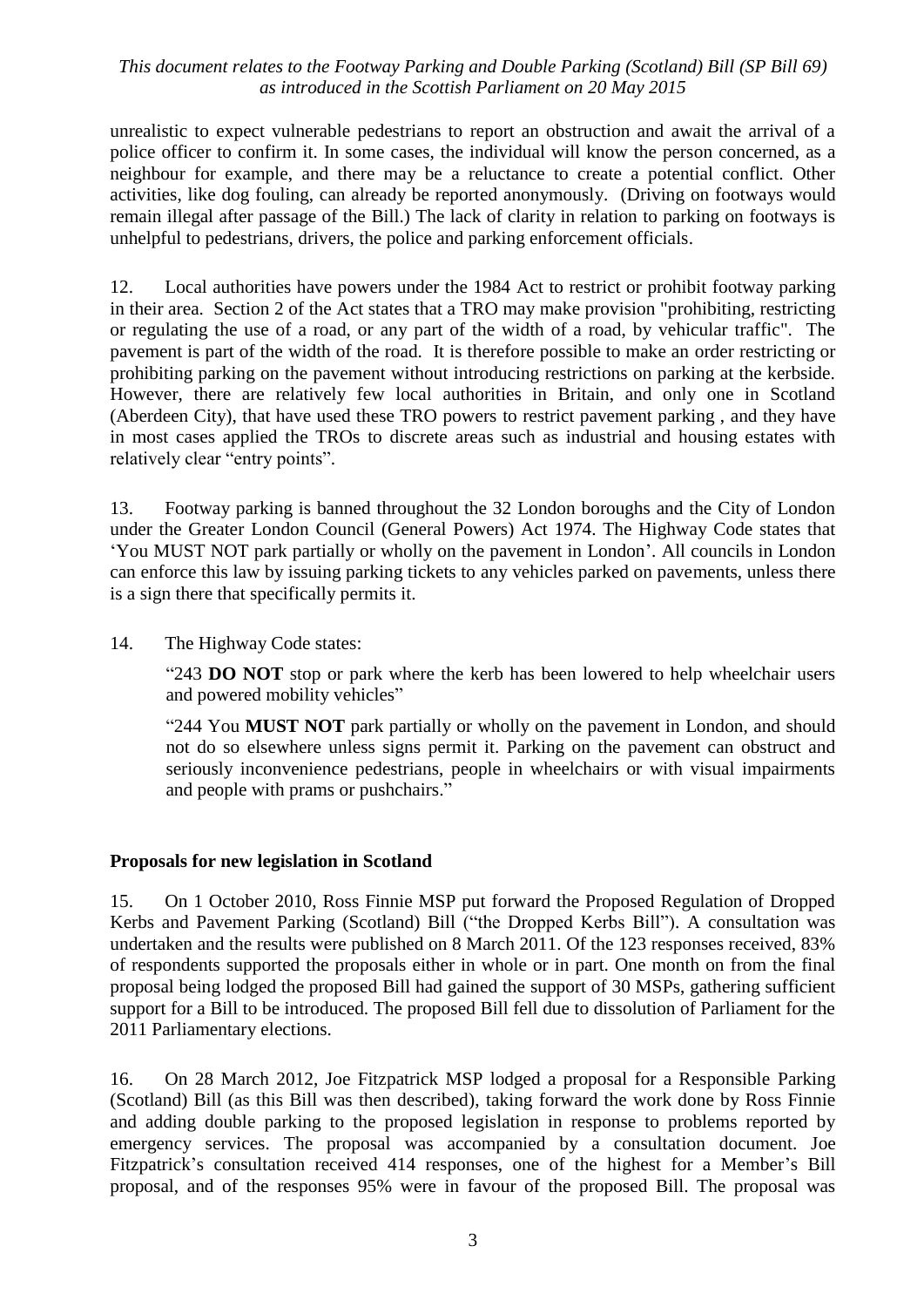unrealistic to expect vulnerable pedestrians to report an obstruction and await the arrival of a police officer to confirm it. In some cases, the individual will know the person concerned, as a neighbour for example, and there may be a reluctance to create a potential conflict. Other activities, like dog fouling, can already be reported anonymously. (Driving on footways would remain illegal after passage of the Bill.) The lack of clarity in relation to parking on footways is unhelpful to pedestrians, drivers, the police and parking enforcement officials.

12. Local authorities have powers under the 1984 Act to restrict or prohibit footway parking in their area. Section 2 of the Act states that a TRO may make provision "prohibiting, restricting or regulating the use of a road, or any part of the width of a road, by vehicular traffic". The pavement is part of the width of the road. It is therefore possible to make an order restricting or prohibiting parking on the pavement without introducing restrictions on parking at the kerbside. However, there are relatively few local authorities in Britain, and only one in Scotland (Aberdeen City), that have used these TRO powers to restrict pavement parking , and they have in most cases applied the TROs to discrete areas such as industrial and housing estates with relatively clear "entry points".

13. Footway parking is banned throughout the 32 London boroughs and the City of London under the Greater London Council (General Powers) Act 1974. The Highway Code states that 'You MUST NOT park partially or wholly on the pavement in London'. All councils in London can enforce this law by issuing parking tickets to any vehicles parked on pavements, unless there is a sign there that specifically permits it.

14. The Highway Code states:

> "243 **DO NOT** stop or park where the kerb has been lowered to help wheelchair users and powered mobility vehicles"
>
> "244 You **MUST NOT** park partially or wholly on the pavement in London, and should not do so elsewhere unless signs permit it. Parking on the pavement can obstruct and seriously inconvenience pedestrians, people in wheelchairs or with visual impairments and people with prams or pushchairs."

**Proposals for new legislation in Scotland**

15. On 1 October 2010, Ross Finnie MSP put forward the Proposed Regulation of Dropped Kerbs and Pavement Parking (Scotland) Bill ("the Dropped Kerbs Bill"). A consultation was undertaken and the results were published on 8 March 2011. Of the 123 responses received, 83% of respondents supported the proposals either in whole or in part. One month on from the final proposal being lodged the proposed Bill had gained the support of 30 MSPs, gathering sufficient support for a Bill to be introduced. The proposed Bill fell due to dissolution of Parliament for the 2011 Parliamentary elections.

16. On 28 March 2012, Joe Fitzpatrick MSP lodged a proposal for a Responsible Parking (Scotland) Bill (as this Bill was then described), taking forward the work done by Ross Finnie and adding double parking to the proposed legislation in response to problems reported by emergency services. The proposal was accompanied by a consultation document. Joe Fitzpatrick's consultation received 414 responses, one of the highest for a Member's Bill proposal, and of the responses 95% were in favour of the proposed Bill. The proposal was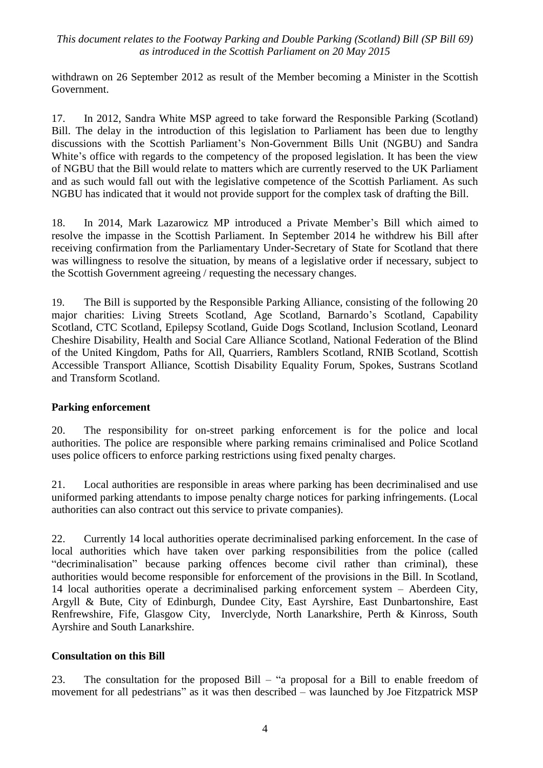withdrawn on 26 September 2012 as result of the Member becoming a Minister in the Scottish Government.

17. In 2012, Sandra White MSP agreed to take forward the Responsible Parking (Scotland) Bill. The delay in the introduction of this legislation to Parliament has been due to lengthy discussions with the Scottish Parliament's Non-Government Bills Unit (NGBU) and Sandra White's office with regards to the competency of the proposed legislation. It has been the view of NGBU that the Bill would relate to matters which are currently reserved to the UK Parliament and as such would fall out with the legislative competence of the Scottish Parliament. As such NGBU has indicated that it would not provide support for the complex task of drafting the Bill.

18. In 2014, Mark Lazarowicz MP introduced a Private Member's Bill which aimed to resolve the impasse in the Scottish Parliament. In September 2014 he withdrew his Bill after receiving confirmation from the Parliamentary Under-Secretary of State for Scotland that there was willingness to resolve the situation, by means of a legislative order if necessary, subject to the Scottish Government agreeing / requesting the necessary changes.

19. The Bill is supported by the Responsible Parking Alliance, consisting of the following 20 major charities: Living Streets Scotland, Age Scotland, Barnardo's Scotland, Capability Scotland, CTC Scotland, Epilepsy Scotland, Guide Dogs Scotland, Inclusion Scotland, Leonard Cheshire Disability, Health and Social Care Alliance Scotland, National Federation of the Blind of the United Kingdom, Paths for All, Quarriers, Ramblers Scotland, RNIB Scotland, Scottish Accessible Transport Alliance, Scottish Disability Equality Forum, Spokes, Sustrans Scotland and Transform Scotland.

## Parking enforcement

20. The responsibility for on-street parking enforcement is for the police and local authorities. The police are responsible where parking remains criminalised and Police Scotland uses police officers to enforce parking restrictions using fixed penalty charges.

21. Local authorities are responsible in areas where parking has been decriminalised and use uniformed parking attendants to impose penalty charge notices for parking infringements. (Local authorities can also contract out this service to private companies).

22. Currently 14 local authorities operate decriminalised parking enforcement. In the case of local authorities which have taken over parking responsibilities from the police (called "decriminalisation" because parking offences become civil rather than criminal), these authorities would become responsible for enforcement of the provisions in the Bill. In Scotland, 14 local authorities operate a decriminalised parking enforcement system – Aberdeen City, Argyll & Bute, City of Edinburgh, Dundee City, East Ayrshire, East Dunbartonshire, East Renfrewshire, Fife, Glasgow City, Inverclyde, North Lanarkshire, Perth & Kinross, South Ayrshire and South Lanarkshire.

## Consultation on this Bill

23. The consultation for the proposed Bill – "a proposal for a Bill to enable freedom of movement for all pedestrians" as it was then described – was launched by Joe Fitzpatrick MSP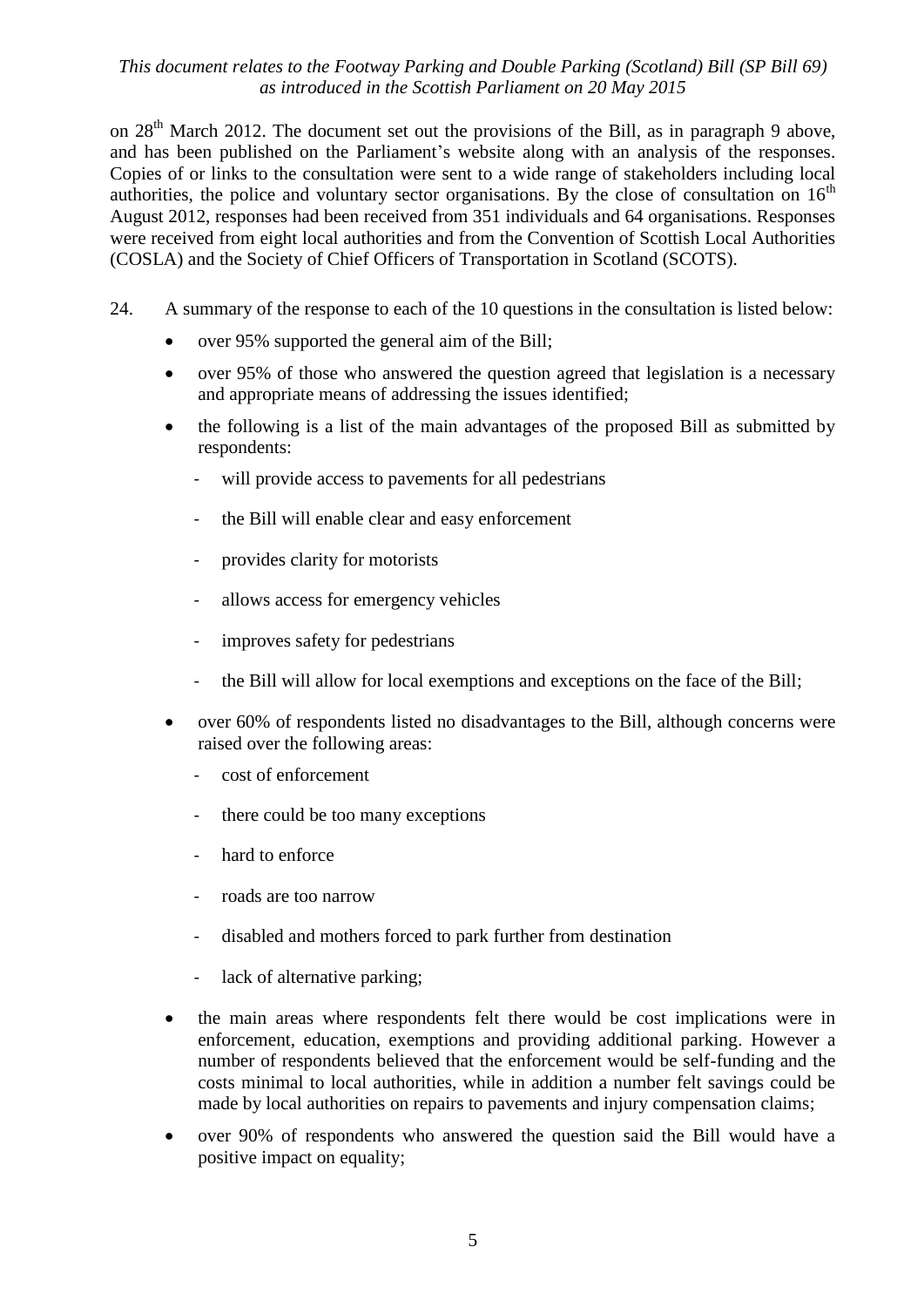on 28th March 2012. The document set out the provisions of the Bill, as in paragraph 9 above, and has been published on the Parliament's website along with an analysis of the responses. Copies of or links to the consultation were sent to a wide range of stakeholders including local authorities, the police and voluntary sector organisations. By the close of consultation on 16th August 2012, responses had been received from 351 individuals and 64 organisations. Responses were received from eight local authorities and from the Convention of Scottish Local Authorities (COSLA) and the Society of Chief Officers of Transportation in Scotland (SCOTS).

24. A summary of the response to each of the 10 questions in the consultation is listed below:

- over 95% supported the general aim of the Bill;
- over 95% of those who answered the question agreed that legislation is a necessary and appropriate means of addressing the issues identified;
- the following is a list of the main advantages of the proposed Bill as submitted by respondents:
  - will provide access to pavements for all pedestrians
  - the Bill will enable clear and easy enforcement
  - provides clarity for motorists
  - allows access for emergency vehicles
  - improves safety for pedestrians
  - the Bill will allow for local exemptions and exceptions on the face of the Bill;
- over 60% of respondents listed no disadvantages to the Bill, although concerns were raised over the following areas:
  - cost of enforcement
  - there could be too many exceptions
  - hard to enforce
  - roads are too narrow
  - disabled and mothers forced to park further from destination
  - lack of alternative parking;
- the main areas where respondents felt there would be cost implications were in enforcement, education, exemptions and providing additional parking. However a number of respondents believed that the enforcement would be self-funding and the costs minimal to local authorities, while in addition a number felt savings could be made by local authorities on repairs to pavements and injury compensation claims;
- over 90% of respondents who answered the question said the Bill would have a positive impact on equality;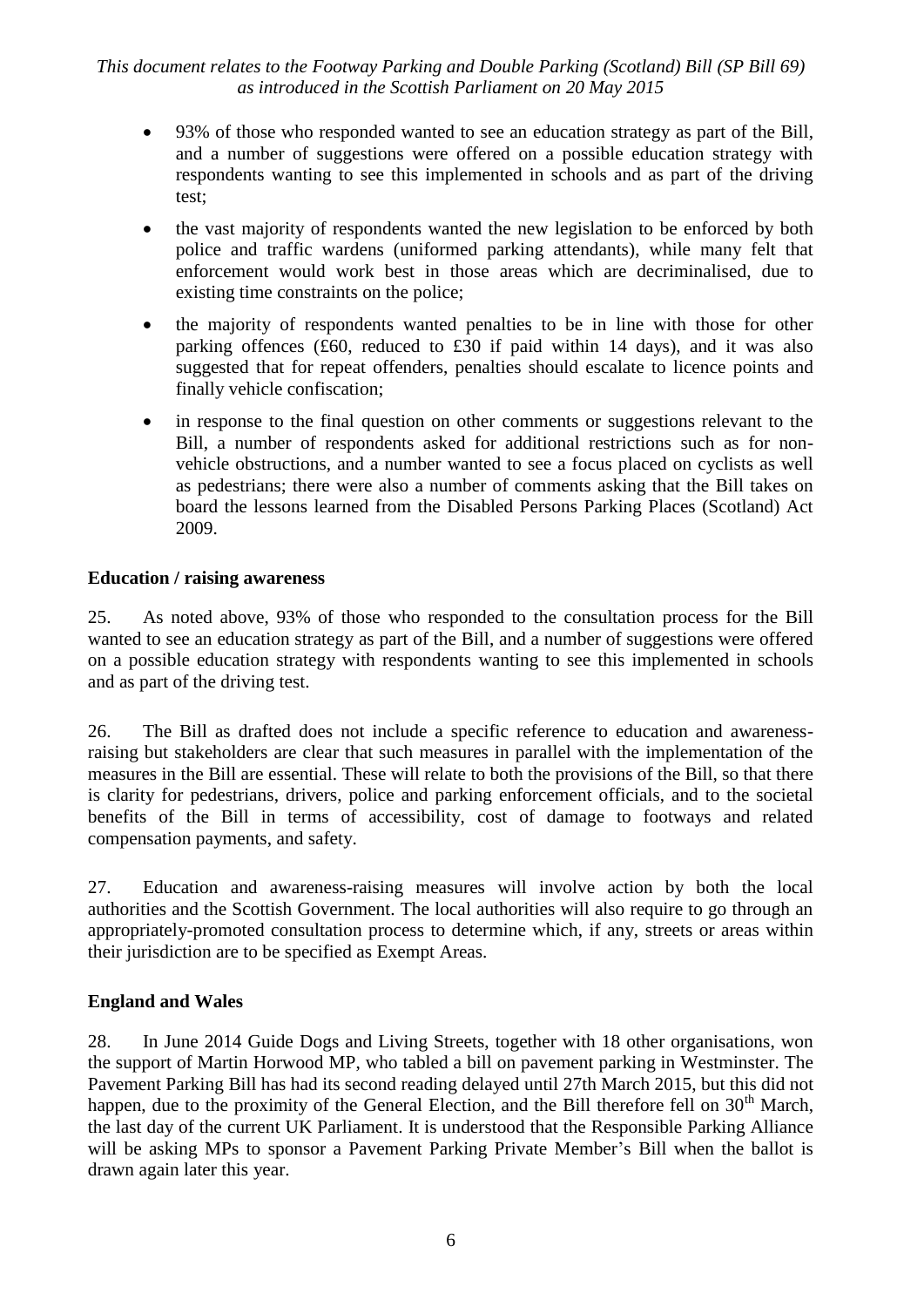- 93% of those who responded wanted to see an education strategy as part of the Bill, and a number of suggestions were offered on a possible education strategy with respondents wanting to see this implemented in schools and as part of the driving test;
- the vast majority of respondents wanted the new legislation to be enforced by both police and traffic wardens (uniformed parking attendants), while many felt that enforcement would work best in those areas which are decriminalised, due to existing time constraints on the police;
- the majority of respondents wanted penalties to be in line with those for other parking offences (£60, reduced to £30 if paid within 14 days), and it was also suggested that for repeat offenders, penalties should escalate to licence points and finally vehicle confiscation;
- in response to the final question on other comments or suggestions relevant to the Bill, a number of respondents asked for additional restrictions such as for non-vehicle obstructions, and a number wanted to see a focus placed on cyclists as well as pedestrians; there were also a number of comments asking that the Bill takes on board the lessons learned from the Disabled Persons Parking Places (Scotland) Act 2009.

**Education / raising awareness**

25. As noted above, 93% of those who responded to the consultation process for the Bill wanted to see an education strategy as part of the Bill, and a number of suggestions were offered on a possible education strategy with respondents wanting to see this implemented in schools and as part of the driving test.

26. The Bill as drafted does not include a specific reference to education and awareness-raising but stakeholders are clear that such measures in parallel with the implementation of the measures in the Bill are essential. These will relate to both the provisions of the Bill, so that there is clarity for pedestrians, drivers, police and parking enforcement officials, and to the societal benefits of the Bill in terms of accessibility, cost of damage to footways and related compensation payments, and safety.

27. Education and awareness-raising measures will involve action by both the local authorities and the Scottish Government. The local authorities will also require to go through an appropriately-promoted consultation process to determine which, if any, streets or areas within their jurisdiction are to be specified as Exempt Areas.

**England and Wales**

28. In June 2014 Guide Dogs and Living Streets, together with 18 other organisations, won the support of Martin Horwood MP, who tabled a bill on pavement parking in Westminster. The Pavement Parking Bill has had its second reading delayed until 27th March 2015, but this did not happen, due to the proximity of the General Election, and the Bill therefore fell on 30th March, the last day of the current UK Parliament. It is understood that the Responsible Parking Alliance will be asking MPs to sponsor a Pavement Parking Private Member's Bill when the ballot is drawn again later this year.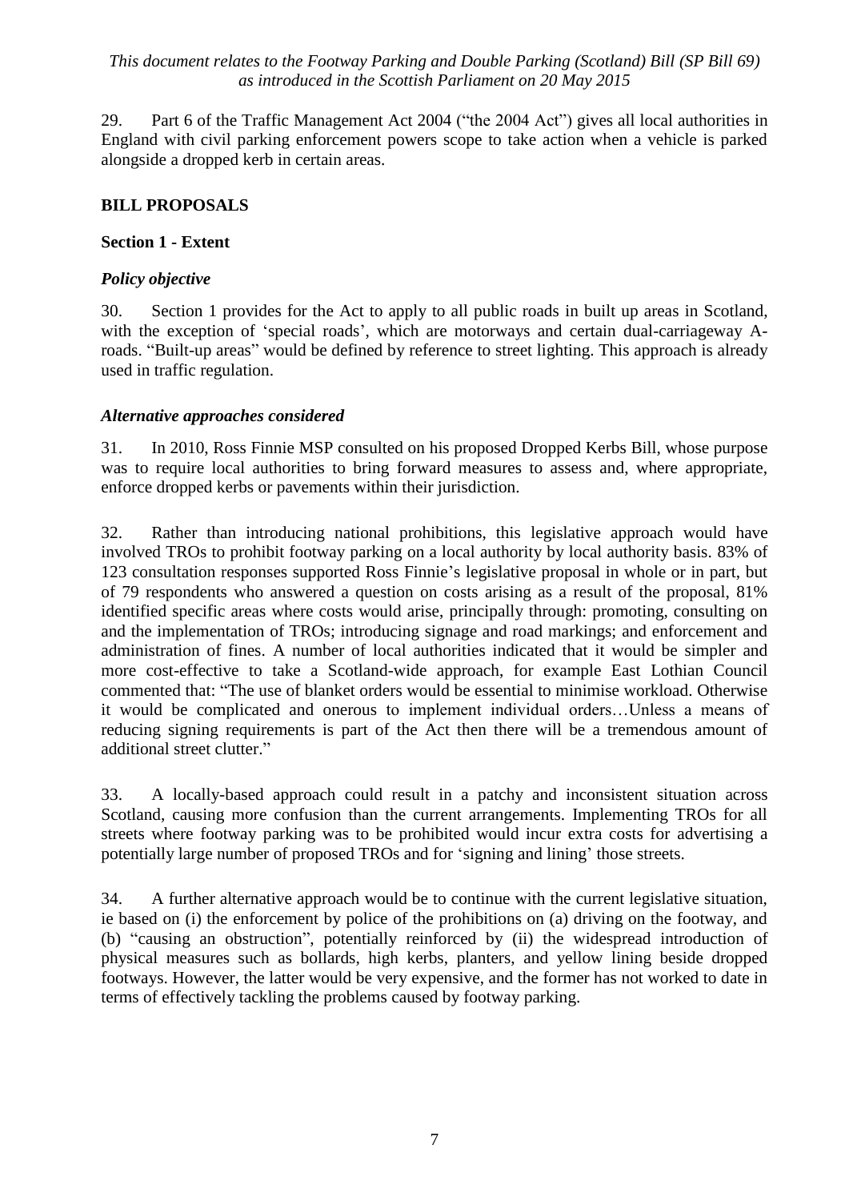29. Part 6 of the Traffic Management Act 2004 ("the 2004 Act") gives all local authorities in England with civil parking enforcement powers scope to take action when a vehicle is parked alongside a dropped kerb in certain areas.

## BILL PROPOSALS

### Section 1 - Extent

#### *Policy objective*

30. Section 1 provides for the Act to apply to all public roads in built up areas in Scotland, with the exception of 'special roads', which are motorways and certain dual-carriageway A-roads. "Built-up areas" would be defined by reference to street lighting. This approach is already used in traffic regulation.

#### *Alternative approaches considered*

31. In 2010, Ross Finnie MSP consulted on his proposed Dropped Kerbs Bill, whose purpose was to require local authorities to bring forward measures to assess and, where appropriate, enforce dropped kerbs or pavements within their jurisdiction.

32. Rather than introducing national prohibitions, this legislative approach would have involved TROs to prohibit footway parking on a local authority by local authority basis. 83% of 123 consultation responses supported Ross Finnie's legislative proposal in whole or in part, but of 79 respondents who answered a question on costs arising as a result of the proposal, 81% identified specific areas where costs would arise, principally through: promoting, consulting on and the implementation of TROs; introducing signage and road markings; and enforcement and administration of fines. A number of local authorities indicated that it would be simpler and more cost-effective to take a Scotland-wide approach, for example East Lothian Council commented that: "The use of blanket orders would be essential to minimise workload. Otherwise it would be complicated and onerous to implement individual orders…Unless a means of reducing signing requirements is part of the Act then there will be a tremendous amount of additional street clutter."

33. A locally-based approach could result in a patchy and inconsistent situation across Scotland, causing more confusion than the current arrangements. Implementing TROs for all streets where footway parking was to be prohibited would incur extra costs for advertising a potentially large number of proposed TROs and for 'signing and lining' those streets.

34. A further alternative approach would be to continue with the current legislative situation, ie based on (i) the enforcement by police of the prohibitions on (a) driving on the footway, and (b) "causing an obstruction", potentially reinforced by (ii) the widespread introduction of physical measures such as bollards, high kerbs, planters, and yellow lining beside dropped footways. However, the latter would be very expensive, and the former has not worked to date in terms of effectively tackling the problems caused by footway parking.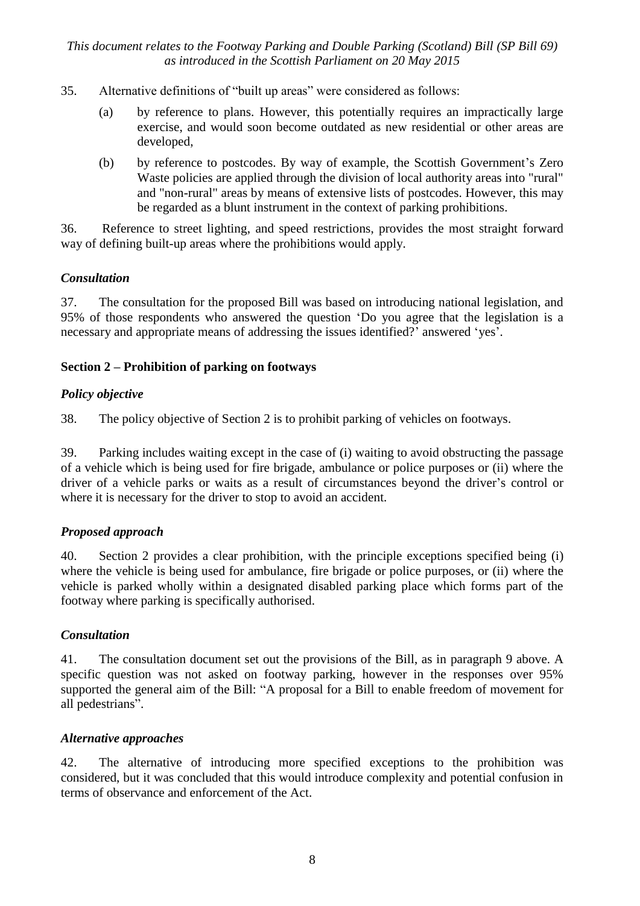35. Alternative definitions of "built up areas" were considered as follows:

(a) by reference to plans. However, this potentially requires an impractically large exercise, and would soon become outdated as new residential or other areas are developed,

(b) by reference to postcodes. By way of example, the Scottish Government's Zero Waste policies are applied through the division of local authority areas into "rural" and "non-rural" areas by means of extensive lists of postcodes. However, this may be regarded as a blunt instrument in the context of parking prohibitions.

36. Reference to street lighting, and speed restrictions, provides the most straight forward way of defining built-up areas where the prohibitions would apply.

### *Consultation*

37. The consultation for the proposed Bill was based on introducing national legislation, and 95% of those respondents who answered the question 'Do you agree that the legislation is a necessary and appropriate means of addressing the issues identified?' answered 'yes'.

## Section 2 – Prohibition of parking on footways

### *Policy objective*

38. The policy objective of Section 2 is to prohibit parking of vehicles on footways.

39. Parking includes waiting except in the case of (i) waiting to avoid obstructing the passage of a vehicle which is being used for fire brigade, ambulance or police purposes or (ii) where the driver of a vehicle parks or waits as a result of circumstances beyond the driver's control or where it is necessary for the driver to stop to avoid an accident.

### *Proposed approach*

40. Section 2 provides a clear prohibition, with the principle exceptions specified being (i) where the vehicle is being used for ambulance, fire brigade or police purposes, or (ii) where the vehicle is parked wholly within a designated disabled parking place which forms part of the footway where parking is specifically authorised.

### *Consultation*

41. The consultation document set out the provisions of the Bill, as in paragraph 9 above. A specific question was not asked on footway parking, however in the responses over 95% supported the general aim of the Bill: "A proposal for a Bill to enable freedom of movement for all pedestrians".

### *Alternative approaches*

42. The alternative of introducing more specified exceptions to the prohibition was considered, but it was concluded that this would introduce complexity and potential confusion in terms of observance and enforcement of the Act.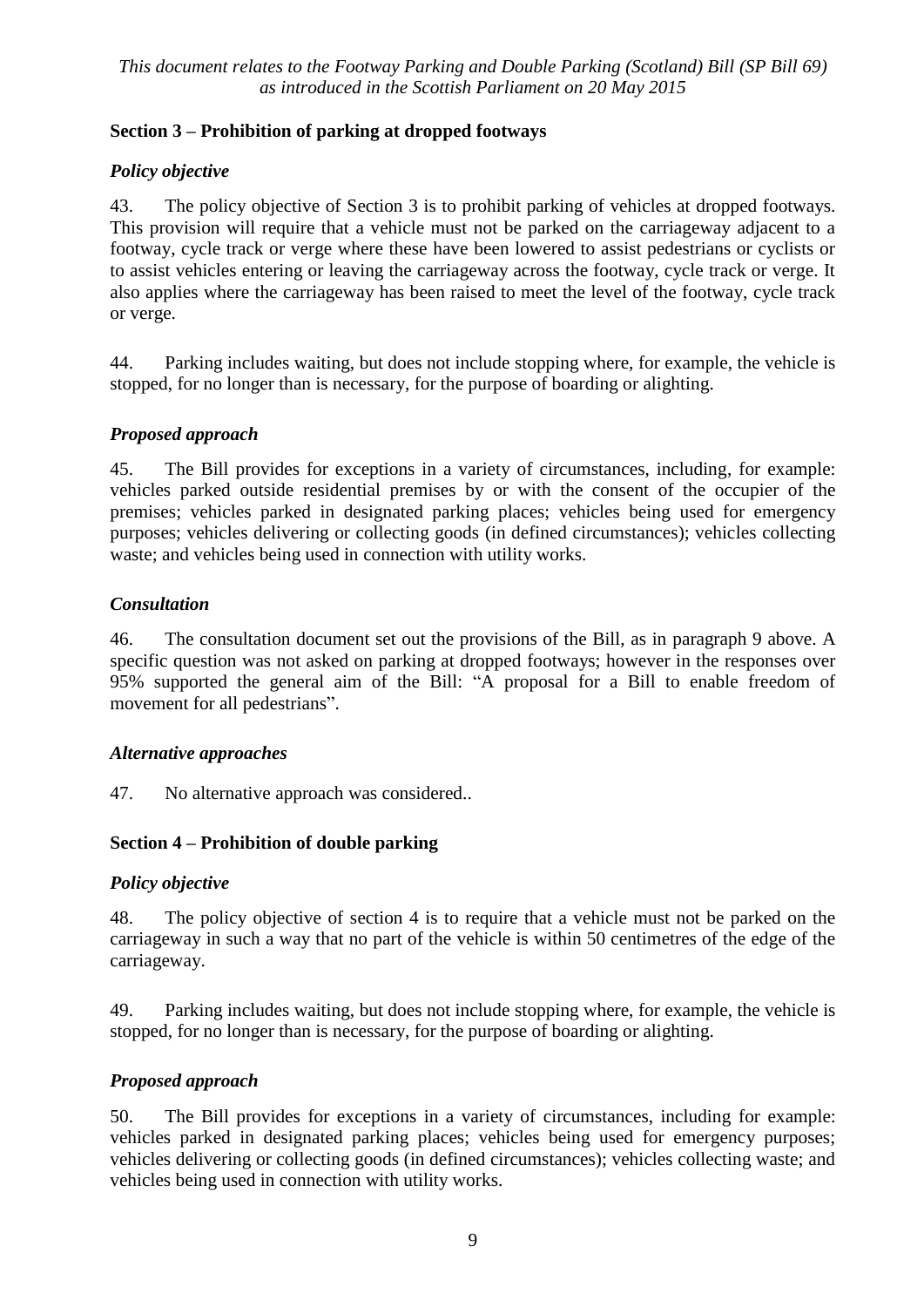## Section 3 – Prohibition of parking at dropped footways

### *Policy objective*

43. The policy objective of Section 3 is to prohibit parking of vehicles at dropped footways. This provision will require that a vehicle must not be parked on the carriageway adjacent to a footway, cycle track or verge where these have been lowered to assist pedestrians or cyclists or to assist vehicles entering or leaving the carriageway across the footway, cycle track or verge. It also applies where the carriageway has been raised to meet the level of the footway, cycle track or verge.

44. Parking includes waiting, but does not include stopping where, for example, the vehicle is stopped, for no longer than is necessary, for the purpose of boarding or alighting.

### *Proposed approach*

45. The Bill provides for exceptions in a variety of circumstances, including, for example: vehicles parked outside residential premises by or with the consent of the occupier of the premises; vehicles parked in designated parking places; vehicles being used for emergency purposes; vehicles delivering or collecting goods (in defined circumstances); vehicles collecting waste; and vehicles being used in connection with utility works.

### *Consultation*

46. The consultation document set out the provisions of the Bill, as in paragraph 9 above. A specific question was not asked on parking at dropped footways; however in the responses over 95% supported the general aim of the Bill: "A proposal for a Bill to enable freedom of movement for all pedestrians".

### *Alternative approaches*

47. No alternative approach was considered..

## Section 4 – Prohibition of double parking

### *Policy objective*

48. The policy objective of section 4 is to require that a vehicle must not be parked on the carriageway in such a way that no part of the vehicle is within 50 centimetres of the edge of the carriageway.

49. Parking includes waiting, but does not include stopping where, for example, the vehicle is stopped, for no longer than is necessary, for the purpose of boarding or alighting.

### *Proposed approach*

50. The Bill provides for exceptions in a variety of circumstances, including for example: vehicles parked in designated parking places; vehicles being used for emergency purposes; vehicles delivering or collecting goods (in defined circumstances); vehicles collecting waste; and vehicles being used in connection with utility works.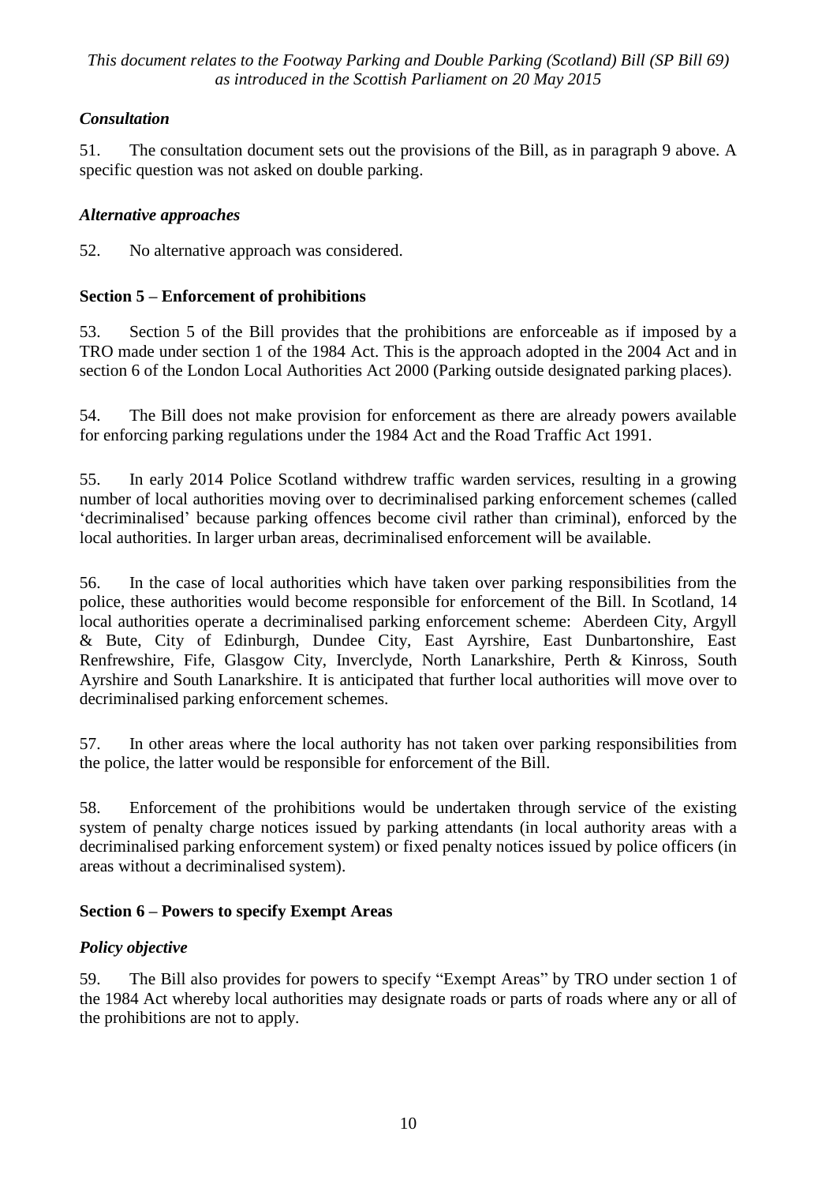### *Consultation*

51. The consultation document sets out the provisions of the Bill, as in paragraph 9 above. A specific question was not asked on double parking.

### *Alternative approaches*

52. No alternative approach was considered.

## **Section 5 – Enforcement of prohibitions**

53. Section 5 of the Bill provides that the prohibitions are enforceable as if imposed by a TRO made under section 1 of the 1984 Act. This is the approach adopted in the 2004 Act and in section 6 of the London Local Authorities Act 2000 (Parking outside designated parking places).

54. The Bill does not make provision for enforcement as there are already powers available for enforcing parking regulations under the 1984 Act and the Road Traffic Act 1991.

55. In early 2014 Police Scotland withdrew traffic warden services, resulting in a growing number of local authorities moving over to decriminalised parking enforcement schemes (called 'decriminalised' because parking offences become civil rather than criminal), enforced by the local authorities. In larger urban areas, decriminalised enforcement will be available.

56. In the case of local authorities which have taken over parking responsibilities from the police, these authorities would become responsible for enforcement of the Bill. In Scotland, 14 local authorities operate a decriminalised parking enforcement scheme: Aberdeen City, Argyll & Bute, City of Edinburgh, Dundee City, East Ayrshire, East Dunbartonshire, East Renfrewshire, Fife, Glasgow City, Inverclyde, North Lanarkshire, Perth & Kinross, South Ayrshire and South Lanarkshire. It is anticipated that further local authorities will move over to decriminalised parking enforcement schemes.

57. In other areas where the local authority has not taken over parking responsibilities from the police, the latter would be responsible for enforcement of the Bill.

58. Enforcement of the prohibitions would be undertaken through service of the existing system of penalty charge notices issued by parking attendants (in local authority areas with a decriminalised parking enforcement system) or fixed penalty notices issued by police officers (in areas without a decriminalised system).

## **Section 6 – Powers to specify Exempt Areas**

### *Policy objective*

59. The Bill also provides for powers to specify "Exempt Areas" by TRO under section 1 of the 1984 Act whereby local authorities may designate roads or parts of roads where any or all of the prohibitions are not to apply.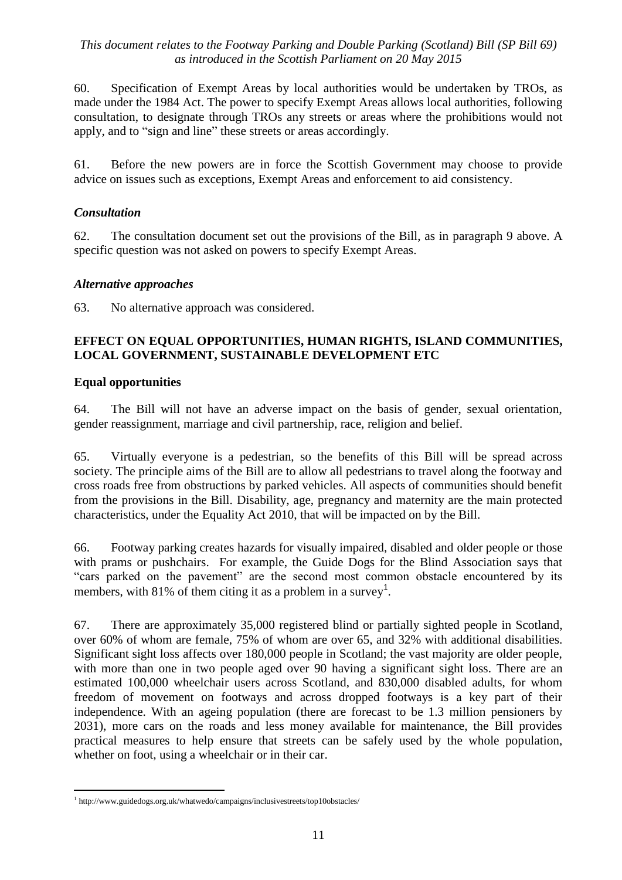60. Specification of Exempt Areas by local authorities would be undertaken by TROs, as made under the 1984 Act. The power to specify Exempt Areas allows local authorities, following consultation, to designate through TROs any streets or areas where the prohibitions would not apply, and to "sign and line" these streets or areas accordingly.

61. Before the new powers are in force the Scottish Government may choose to provide advice on issues such as exceptions, Exempt Areas and enforcement to aid consistency.

### *Consultation*

62. The consultation document set out the provisions of the Bill, as in paragraph 9 above. A specific question was not asked on powers to specify Exempt Areas.

### *Alternative approaches*

63. No alternative approach was considered.

## EFFECT ON EQUAL OPPORTUNITIES, HUMAN RIGHTS, ISLAND COMMUNITIES, LOCAL GOVERNMENT, SUSTAINABLE DEVELOPMENT ETC

### Equal opportunities

64. The Bill will not have an adverse impact on the basis of gender, sexual orientation, gender reassignment, marriage and civil partnership, race, religion and belief.

65. Virtually everyone is a pedestrian, so the benefits of this Bill will be spread across society. The principle aims of the Bill are to allow all pedestrians to travel along the footway and cross roads free from obstructions by parked vehicles. All aspects of communities should benefit from the provisions in the Bill. Disability, age, pregnancy and maternity are the main protected characteristics, under the Equality Act 2010, that will be impacted on by the Bill.

66. Footway parking creates hazards for visually impaired, disabled and older people or those with prams or pushchairs. For example, the Guide Dogs for the Blind Association says that "cars parked on the pavement" are the second most common obstacle encountered by its members, with 81% of them citing it as a problem in a survey[1].

67. There are approximately 35,000 registered blind or partially sighted people in Scotland, over 60% of whom are female, 75% of whom are over 65, and 32% with additional disabilities. Significant sight loss affects over 180,000 people in Scotland; the vast majority are older people, with more than one in two people aged over 90 having a significant sight loss. There are an estimated 100,000 wheelchair users across Scotland, and 830,000 disabled adults, for whom freedom of movement on footways and across dropped footways is a key part of their independence. With an ageing population (there are forecast to be 1.3 million pensioners by 2031), more cars on the roads and less money available for maintenance, the Bill provides practical measures to help ensure that streets can be safely used by the whole population, whether on foot, using a wheelchair or in their car.

---

[1] http://www.guidedogs.org.uk/whatwedo/campaigns/inclusivestreets/top10obstacles/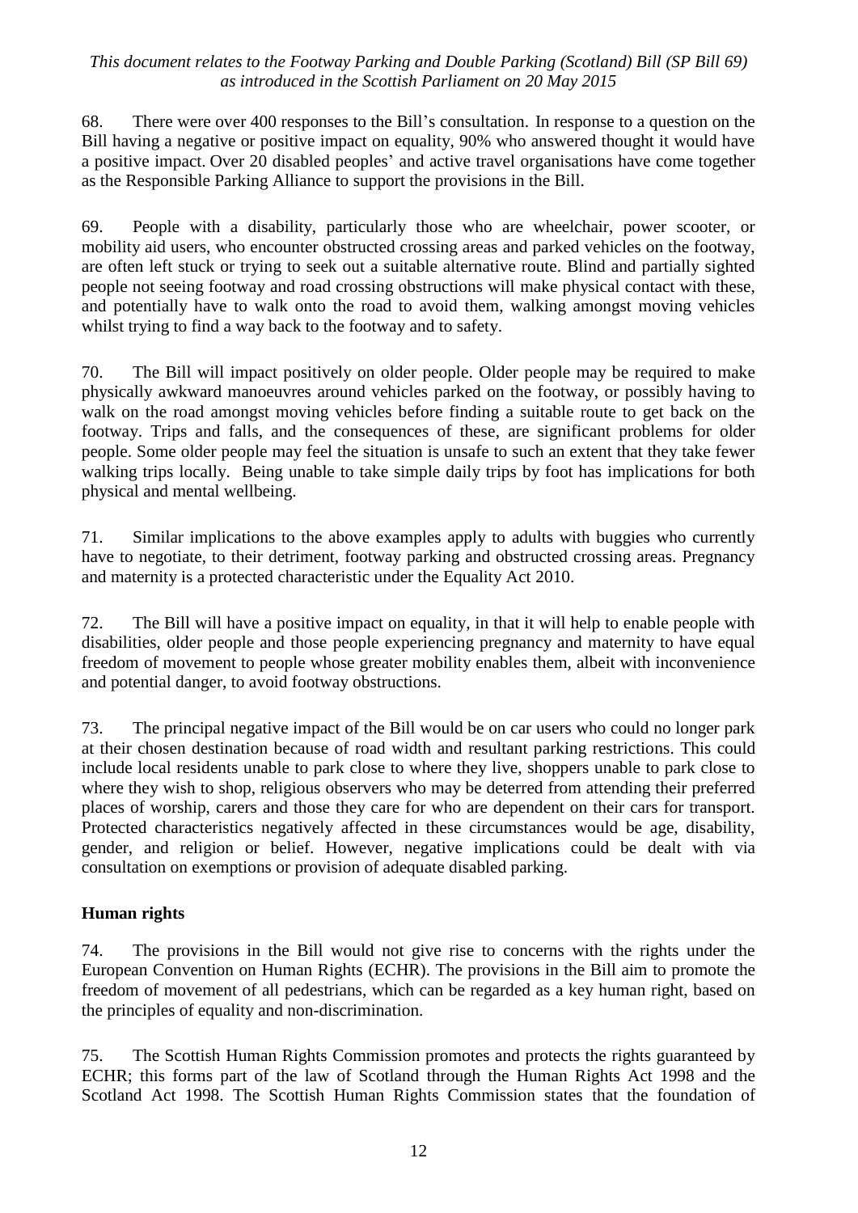68. There were over 400 responses to the Bill's consultation. In response to a question on the Bill having a negative or positive impact on equality, 90% who answered thought it would have a positive impact. Over 20 disabled peoples' and active travel organisations have come together as the Responsible Parking Alliance to support the provisions in the Bill.

69. People with a disability, particularly those who are wheelchair, power scooter, or mobility aid users, who encounter obstructed crossing areas and parked vehicles on the footway, are often left stuck or trying to seek out a suitable alternative route. Blind and partially sighted people not seeing footway and road crossing obstructions will make physical contact with these, and potentially have to walk onto the road to avoid them, walking amongst moving vehicles whilst trying to find a way back to the footway and to safety.

70. The Bill will impact positively on older people. Older people may be required to make physically awkward manoeuvres around vehicles parked on the footway, or possibly having to walk on the road amongst moving vehicles before finding a suitable route to get back on the footway. Trips and falls, and the consequences of these, are significant problems for older people. Some older people may feel the situation is unsafe to such an extent that they take fewer walking trips locally. Being unable to take simple daily trips by foot has implications for both physical and mental wellbeing.

71. Similar implications to the above examples apply to adults with buggies who currently have to negotiate, to their detriment, footway parking and obstructed crossing areas. Pregnancy and maternity is a protected characteristic under the Equality Act 2010.

72. The Bill will have a positive impact on equality, in that it will help to enable people with disabilities, older people and those people experiencing pregnancy and maternity to have equal freedom of movement to people whose greater mobility enables them, albeit with inconvenience and potential danger, to avoid footway obstructions.

73. The principal negative impact of the Bill would be on car users who could no longer park at their chosen destination because of road width and resultant parking restrictions. This could include local residents unable to park close to where they live, shoppers unable to park close to where they wish to shop, religious observers who may be deterred from attending their preferred places of worship, carers and those they care for who are dependent on their cars for transport. Protected characteristics negatively affected in these circumstances would be age, disability, gender, and religion or belief. However, negative implications could be dealt with via consultation on exemptions or provision of adequate disabled parking.

**Human rights**

74. The provisions in the Bill would not give rise to concerns with the rights under the European Convention on Human Rights (ECHR). The provisions in the Bill aim to promote the freedom of movement of all pedestrians, which can be regarded as a key human right, based on the principles of equality and non-discrimination.

75. The Scottish Human Rights Commission promotes and protects the rights guaranteed by ECHR; this forms part of the law of Scotland through the Human Rights Act 1998 and the Scotland Act 1998. The Scottish Human Rights Commission states that the foundation of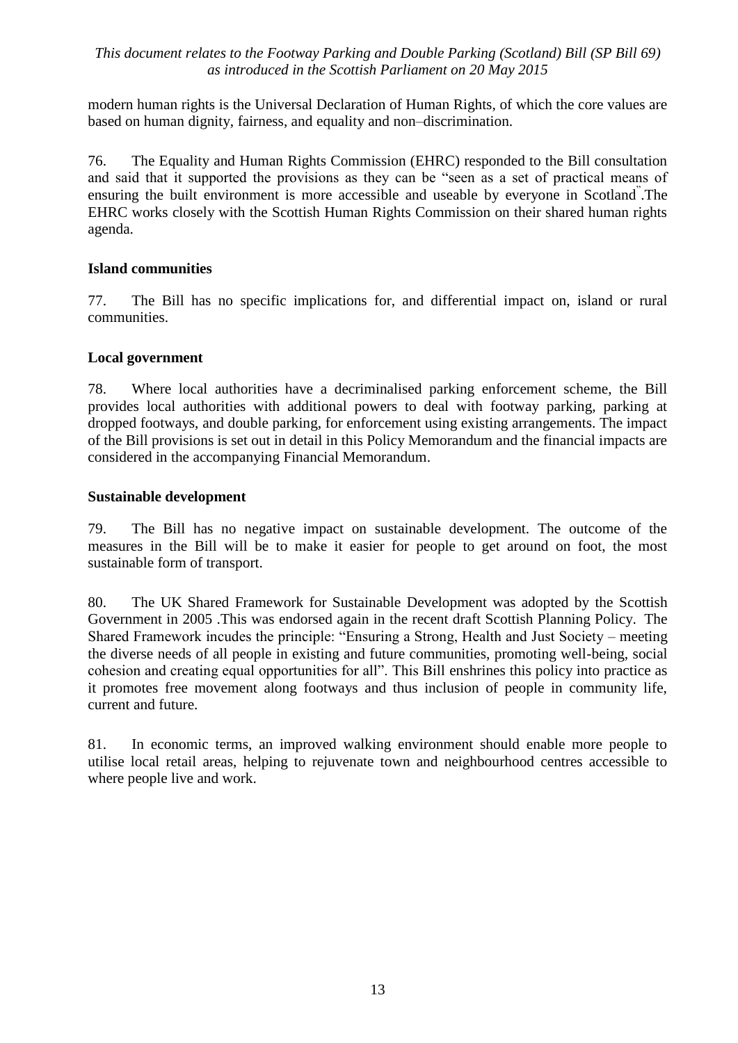modern human rights is the Universal Declaration of Human Rights, of which the core values are based on human dignity, fairness, and equality and non–discrimination.

76. The Equality and Human Rights Commission (EHRC) responded to the Bill consultation and said that it supported the provisions as they can be "seen as a set of practical means of ensuring the built environment is more accessible and useable by everyone in Scotland".The EHRC works closely with the Scottish Human Rights Commission on their shared human rights agenda.

**Island communities**

77. The Bill has no specific implications for, and differential impact on, island or rural communities.

**Local government**

78. Where local authorities have a decriminalised parking enforcement scheme, the Bill provides local authorities with additional powers to deal with footway parking, parking at dropped footways, and double parking, for enforcement using existing arrangements. The impact of the Bill provisions is set out in detail in this Policy Memorandum and the financial impacts are considered in the accompanying Financial Memorandum.

**Sustainable development**

79. The Bill has no negative impact on sustainable development. The outcome of the measures in the Bill will be to make it easier for people to get around on foot, the most sustainable form of transport.

80. The UK Shared Framework for Sustainable Development was adopted by the Scottish Government in 2005 .This was endorsed again in the recent draft Scottish Planning Policy. The Shared Framework incudes the principle: "Ensuring a Strong, Health and Just Society – meeting the diverse needs of all people in existing and future communities, promoting well-being, social cohesion and creating equal opportunities for all". This Bill enshrines this policy into practice as it promotes free movement along footways and thus inclusion of people in community life, current and future.

81. In economic terms, an improved walking environment should enable more people to utilise local retail areas, helping to rejuvenate town and neighbourhood centres accessible to where people live and work.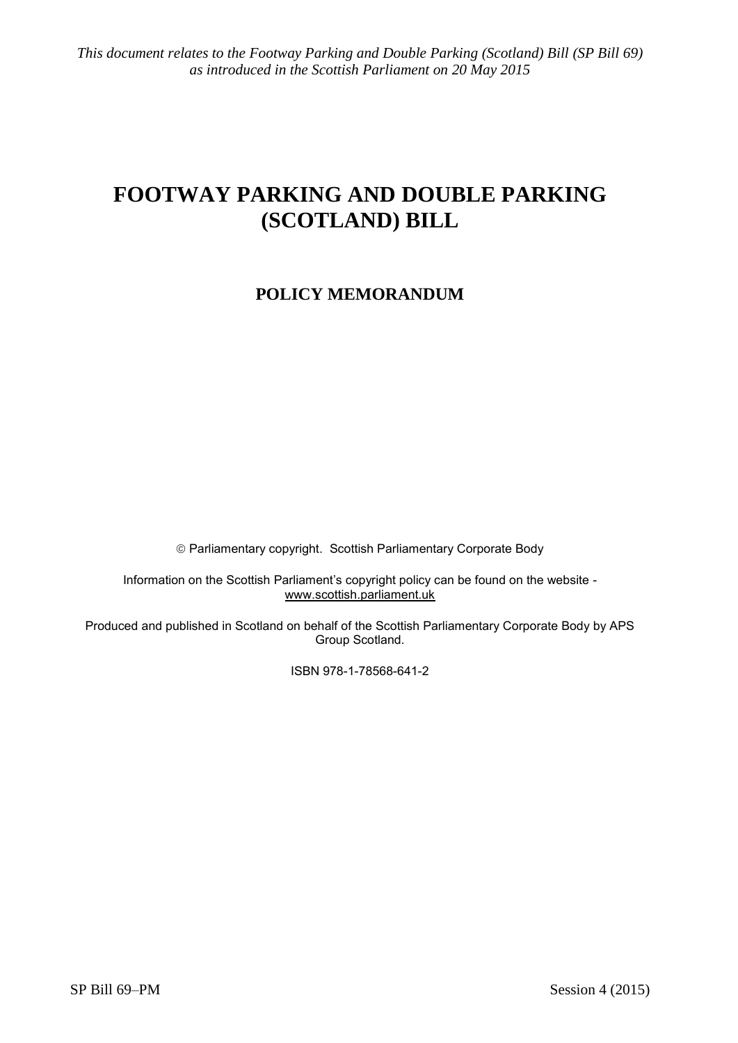*This document relates to the Footway Parking and Double Parking (Scotland) Bill (SP Bill 69) as introduced in the Scottish Parliament on 20 May 2015*

# FOOTWAY PARKING AND DOUBLE PARKING (SCOTLAND) BILL

## POLICY MEMORANDUM

© Parliamentary copyright. Scottish Parliamentary Corporate Body

Information on the Scottish Parliament's copyright policy can be found on the website - www.scottish.parliament.uk

Produced and published in Scotland on behalf of the Scottish Parliamentary Corporate Body by APS Group Scotland.

ISBN 978-1-78568-641-2

SP Bill 69–PM

Session 4 (2015)